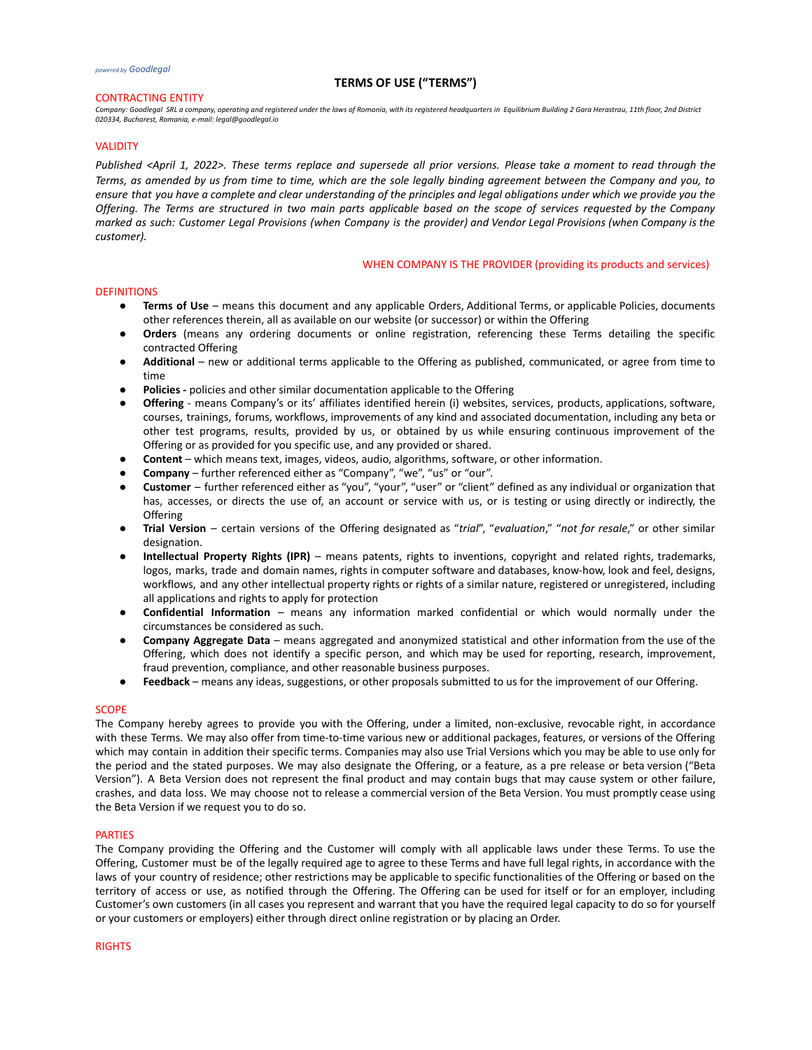*powered by Goodlegal*

# TERMS OF USE (“TERMS”)

## CONTRACTING ENTITY

*Company: Goodlegal SRL a company, operating and registered under the laws of Romania, with its registered headquarters in Equilibrium Building 2 Gara Herastrau, 11th floor, 2nd District 020334, Bucharest, Romania, e-mail: legal@goodlegal.io*

## VALIDITY

*Published <April 1, 2022>. These terms replace and supersede all prior versions. Please take a moment to read through the Terms, as amended by us from time to time, which are the sole legally binding agreement between the Company and you, to ensure that you have a complete and clear understanding of the principles and legal obligations under which we provide you the Offering. The Terms are structured in two main parts applicable based on the scope of services requested by the Company marked as such: Customer Legal Provisions (when Company is the provider) and Vendor Legal Provisions (when Company is the customer).*

## WHEN COMPANY IS THE PROVIDER (providing its products and services)

## DEFINITIONS

- **Terms of Use** – means this document and any applicable Orders, Additional Terms, or applicable Policies, documents other references therein, all as available on our website (or successor) or within the Offering
- **Orders** (means any ordering documents or online registration, referencing these Terms detailing the specific contracted Offering
- **Additional** – new or additional terms applicable to the Offering as published, communicated, or agree from time to time
- **Policies -** policies and other similar documentation applicable to the Offering
- **Offering** - means Company’s or its’ affiliates identified herein (i) websites, services, products, applications, software, courses, trainings, forums, workflows, improvements of any kind and associated documentation, including any beta or other test programs, results, provided by us, or obtained by us while ensuring continuous improvement of the Offering or as provided for you specific use, and any provided or shared.
- **Content** – which means text, images, videos, audio, algorithms, software, or other information.
- **Company** – further referenced either as “Company”, “we”, “us” or “our”.
- **Customer** – further referenced either as “you”, “your”, “user” or “client” defined as any individual or organization that has, accesses, or directs the use of, an account or service with us, or is testing or using directly or indirectly, the Offering
- **Trial Version** – certain versions of the Offering designated as “*trial*”, “*evaluation*,” “*not for resale*,” or other similar designation.
- **Intellectual Property Rights (IPR)** – means patents, rights to inventions, copyright and related rights, trademarks, logos, marks, trade and domain names, rights in computer software and databases, know-how, look and feel, designs, workflows, and any other intellectual property rights or rights of a similar nature, registered or unregistered, including all applications and rights to apply for protection
- **Confidential Information** – means any information marked confidential or which would normally under the circumstances be considered as such.
- **Company Aggregate Data** – means aggregated and anonymized statistical and other information from the use of the Offering, which does not identify a specific person, and which may be used for reporting, research, improvement, fraud prevention, compliance, and other reasonable business purposes.
- **Feedback** – means any ideas, suggestions, or other proposals submitted to us for the improvement of our Offering.

## SCOPE

The Company hereby agrees to provide you with the Offering, under a limited, non-exclusive, revocable right, in accordance with these Terms. We may also offer from time-to-time various new or additional packages, features, or versions of the Offering which may contain in addition their specific terms. Companies may also use Trial Versions which you may be able to use only for the period and the stated purposes. We may also designate the Offering, or a feature, as a pre release or beta version (“Beta Version”). A Beta Version does not represent the final product and may contain bugs that may cause system or other failure, crashes, and data loss. We may choose not to release a commercial version of the Beta Version. You must promptly cease using the Beta Version if we request you to do so.

## PARTIES

The Company providing the Offering and the Customer will comply with all applicable laws under these Terms. To use the Offering, Customer must be of the legally required age to agree to these Terms and have full legal rights, in accordance with the laws of your country of residence; other restrictions may be applicable to specific functionalities of the Offering or based on the territory of access or use, as notified through the Offering. The Offering can be used for itself or for an employer, including Customer’s own customers (in all cases you represent and warrant that you have the required legal capacity to do so for yourself or your customers or employers) either through direct online registration or by placing an Order.

## RIGHTS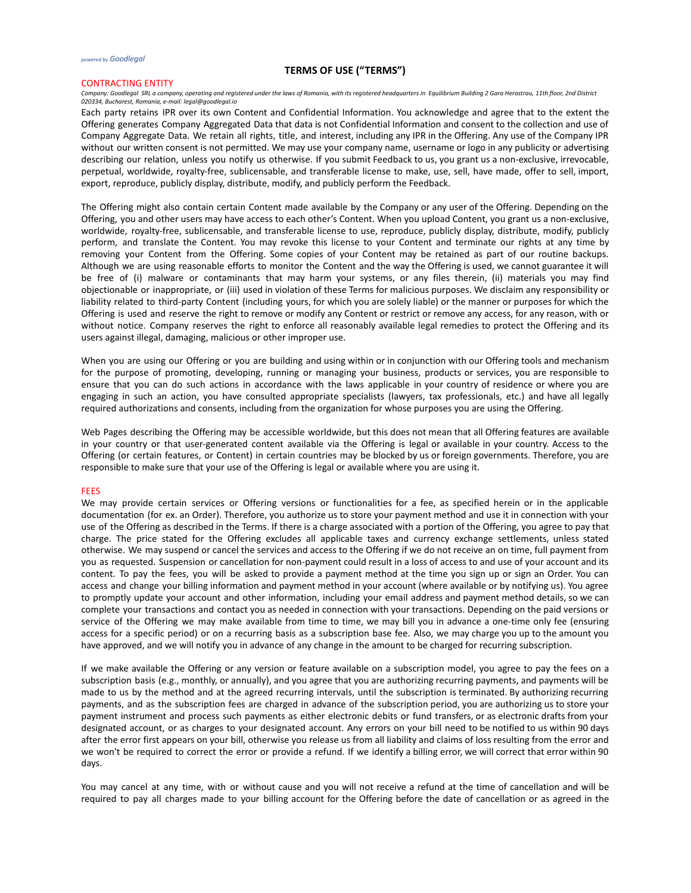*powered by Goodlegal*

## TERMS OF USE ("TERMS")

CONTRACTING ENTITY

*Company: Goodlegal SRL a company, operating and registered under the laws of Romania, with its registered headquarters in Equilibrium Building 2 Gara Herastrau, 11th floor, 2nd District 020334, Bucharest, Romania, e-mail: legal@goodlegal.io*

Each party retains IPR over its own Content and Confidential Information. You acknowledge and agree that to the extent the Offering generates Company Aggregated Data that data is not Confidential Information and consent to the collection and use of Company Aggregate Data. We retain all rights, title, and interest, including any IPR in the Offering. Any use of the Company IPR without our written consent is not permitted. We may use your company name, username or logo in any publicity or advertising describing our relation, unless you notify us otherwise. If you submit Feedback to us, you grant us a non-exclusive, irrevocable, perpetual, worldwide, royalty-free, sublicensable, and transferable license to make, use, sell, have made, offer to sell, import, export, reproduce, publicly display, distribute, modify, and publicly perform the Feedback.

The Offering might also contain certain Content made available by the Company or any user of the Offering. Depending on the Offering, you and other users may have access to each other's Content. When you upload Content, you grant us a non-exclusive, worldwide, royalty-free, sublicensable, and transferable license to use, reproduce, publicly display, distribute, modify, publicly perform, and translate the Content. You may revoke this license to your Content and terminate our rights at any time by removing your Content from the Offering. Some copies of your Content may be retained as part of our routine backups. Although we are using reasonable efforts to monitor the Content and the way the Offering is used, we cannot guarantee it will be free of (i) malware or contaminants that may harm your systems, or any files therein, (ii) materials you may find objectionable or inappropriate, or (iii) used in violation of these Terms for malicious purposes. We disclaim any responsibility or liability related to third-party Content (including yours, for which you are solely liable) or the manner or purposes for which the Offering is used and reserve the right to remove or modify any Content or restrict or remove any access, for any reason, with or without notice. Company reserves the right to enforce all reasonably available legal remedies to protect the Offering and its users against illegal, damaging, malicious or other improper use.

When you are using our Offering or you are building and using within or in conjunction with our Offering tools and mechanism for the purpose of promoting, developing, running or managing your business, products or services, you are responsible to ensure that you can do such actions in accordance with the laws applicable in your country of residence or where you are engaging in such an action, you have consulted appropriate specialists (lawyers, tax professionals, etc.) and have all legally required authorizations and consents, including from the organization for whose purposes you are using the Offering.

Web Pages describing the Offering may be accessible worldwide, but this does not mean that all Offering features are available in your country or that user-generated content available via the Offering is legal or available in your country. Access to the Offering (or certain features, or Content) in certain countries may be blocked by us or foreign governments. Therefore, you are responsible to make sure that your use of the Offering is legal or available where you are using it.

FEES

We may provide certain services or Offering versions or functionalities for a fee, as specified herein or in the applicable documentation (for ex. an Order). Therefore, you authorize us to store your payment method and use it in connection with your use of the Offering as described in the Terms. If there is a charge associated with a portion of the Offering, you agree to pay that charge. The price stated for the Offering excludes all applicable taxes and currency exchange settlements, unless stated otherwise. We may suspend or cancel the services and access to the Offering if we do not receive an on time, full payment from you as requested. Suspension or cancellation for non-payment could result in a loss of access to and use of your account and its content. To pay the fees, you will be asked to provide a payment method at the time you sign up or sign an Order. You can access and change your billing information and payment method in your account (where available or by notifying us). You agree to promptly update your account and other information, including your email address and payment method details, so we can complete your transactions and contact you as needed in connection with your transactions. Depending on the paid versions or service of the Offering we may make available from time to time, we may bill you in advance a one-time only fee (ensuring access for a specific period) or on a recurring basis as a subscription base fee. Also, we may charge you up to the amount you have approved, and we will notify you in advance of any change in the amount to be charged for recurring subscription.

If we make available the Offering or any version or feature available on a subscription model, you agree to pay the fees on a subscription basis (e.g., monthly, or annually), and you agree that you are authorizing recurring payments, and payments will be made to us by the method and at the agreed recurring intervals, until the subscription is terminated. By authorizing recurring payments, and as the subscription fees are charged in advance of the subscription period, you are authorizing us to store your payment instrument and process such payments as either electronic debits or fund transfers, or as electronic drafts from your designated account, or as charges to your designated account. Any errors on your bill need to be notified to us within 90 days after the error first appears on your bill, otherwise you release us from all liability and claims of loss resulting from the error and we won't be required to correct the error or provide a refund. If we identify a billing error, we will correct that error within 90 days.

You may cancel at any time, with or without cause and you will not receive a refund at the time of cancellation and will be required to pay all charges made to your billing account for the Offering before the date of cancellation or as agreed in the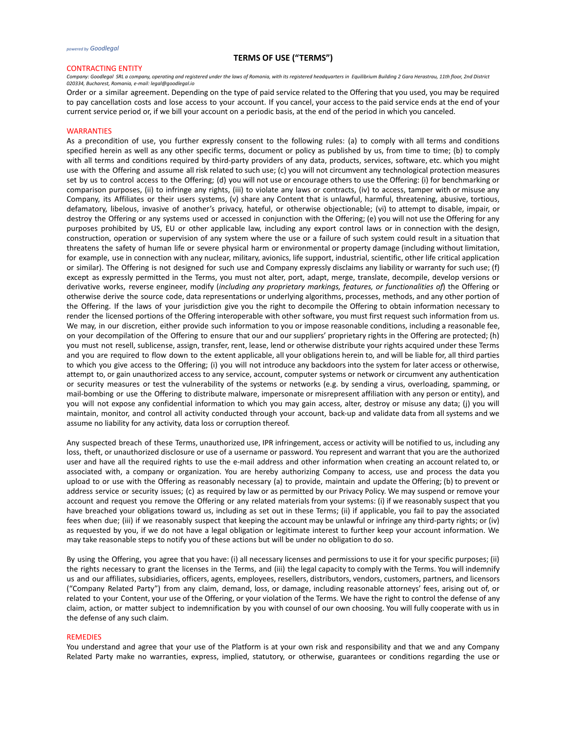# TERMS OF USE ("TERMS")

## CONTRACTING ENTITY

*Company: Goodlegal SRL a company, operating and registered under the laws of Romania, with its registered headquarters in Equilibrium Building 2 Gara Herastrau, 11th floor, 2nd District 020334, Bucharest, Romania, e-mail: legal@goodlegal.io*

Order or a similar agreement. Depending on the type of paid service related to the Offering that you used, you may be required to pay cancellation costs and lose access to your account. If you cancel, your access to the paid service ends at the end of your current service period or, if we bill your account on a periodic basis, at the end of the period in which you canceled.

## WARRANTIES

As a precondition of use, you further expressly consent to the following rules: (a) to comply with all terms and conditions specified herein as well as any other specific terms, document or policy as published by us, from time to time; (b) to comply with all terms and conditions required by third-party providers of any data, products, services, software, etc. which you might use with the Offering and assume all risk related to such use; (c) you will not circumvent any technological protection measures set by us to control access to the Offering; (d) you will not use or encourage others to use the Offering: (i) for benchmarking or comparison purposes, (ii) to infringe any rights, (iii) to violate any laws or contracts, (iv) to access, tamper with or misuse any Company, its Affiliates or their users systems, (v) share any Content that is unlawful, harmful, threatening, abusive, tortious, defamatory, libelous, invasive of another's privacy, hateful, or otherwise objectionable; (vi) to attempt to disable, impair, or destroy the Offering or any systems used or accessed in conjunction with the Offering; (e) you will not use the Offering for any purposes prohibited by US, EU or other applicable law, including any export control laws or in connection with the design, construction, operation or supervision of any system where the use or a failure of such system could result in a situation that threatens the safety of human life or severe physical harm or environmental or property damage (including without limitation, for example, use in connection with any nuclear, military, avionics, life support, industrial, scientific, other life critical application or similar). The Offering is not designed for such use and Company expressly disclaims any liability or warranty for such use; (f) except as expressly permitted in the Terms, you must not alter, port, adapt, merge, translate, decompile, develop versions or derivative works, reverse engineer, modify (*including any proprietary markings, features, or functionalities of*) the Offering or otherwise derive the source code, data representations or underlying algorithms, processes, methods, and any other portion of the Offering. If the laws of your jurisdiction give you the right to decompile the Offering to obtain information necessary to render the licensed portions of the Offering interoperable with other software, you must first request such information from us. We may, in our discretion, either provide such information to you or impose reasonable conditions, including a reasonable fee, on your decompilation of the Offering to ensure that our and our suppliers' proprietary rights in the Offering are protected; (h) you must not resell, sublicense, assign, transfer, rent, lease, lend or otherwise distribute your rights acquired under these Terms and you are required to flow down to the extent applicable, all your obligations herein to, and will be liable for, all third parties to which you give access to the Offering; (i) you will not introduce any backdoors into the system for later access or otherwise, attempt to, or gain unauthorized access to any service, account, computer systems or network or circumvent any authentication or security measures or test the vulnerability of the systems or networks (e.g. by sending a virus, overloading, spamming, or mail-bombing or use the Offering to distribute malware, impersonate or misrepresent affiliation with any person or entity), and you will not expose any confidential information to which you may gain access, alter, destroy or misuse any data; (j) you will maintain, monitor, and control all activity conducted through your account, back-up and validate data from all systems and we assume no liability for any activity, data loss or corruption thereof.

Any suspected breach of these Terms, unauthorized use, IPR infringement, access or activity will be notified to us, including any loss, theft, or unauthorized disclosure or use of a username or password. You represent and warrant that you are the authorized user and have all the required rights to use the e-mail address and other information when creating an account related to, or associated with, a company or organization. You are hereby authorizing Company to access, use and process the data you upload to or use with the Offering as reasonably necessary (a) to provide, maintain and update the Offering; (b) to prevent or address service or security issues; (c) as required by law or as permitted by our Privacy Policy. We may suspend or remove your account and request you remove the Offering or any related materials from your systems: (i) if we reasonably suspect that you have breached your obligations toward us, including as set out in these Terms; (ii) if applicable, you fail to pay the associated fees when due; (iii) if we reasonably suspect that keeping the account may be unlawful or infringe any third-party rights; or (iv) as requested by you, if we do not have a legal obligation or legitimate interest to further keep your account information. We may take reasonable steps to notify you of these actions but will be under no obligation to do so.

By using the Offering, you agree that you have: (i) all necessary licenses and permissions to use it for your specific purposes; (ii) the rights necessary to grant the licenses in the Terms, and (iii) the legal capacity to comply with the Terms. You will indemnify us and our affiliates, subsidiaries, officers, agents, employees, resellers, distributors, vendors, customers, partners, and licensors ("Company Related Party") from any claim, demand, loss, or damage, including reasonable attorneys' fees, arising out of, or related to your Content, your use of the Offering, or your violation of the Terms. We have the right to control the defense of any claim, action, or matter subject to indemnification by you with counsel of our own choosing. You will fully cooperate with us in the defense of any such claim.

## REMEDIES

You understand and agree that your use of the Platform is at your own risk and responsibility and that we and any Company Related Party make no warranties, express, implied, statutory, or otherwise, guarantees or conditions regarding the use or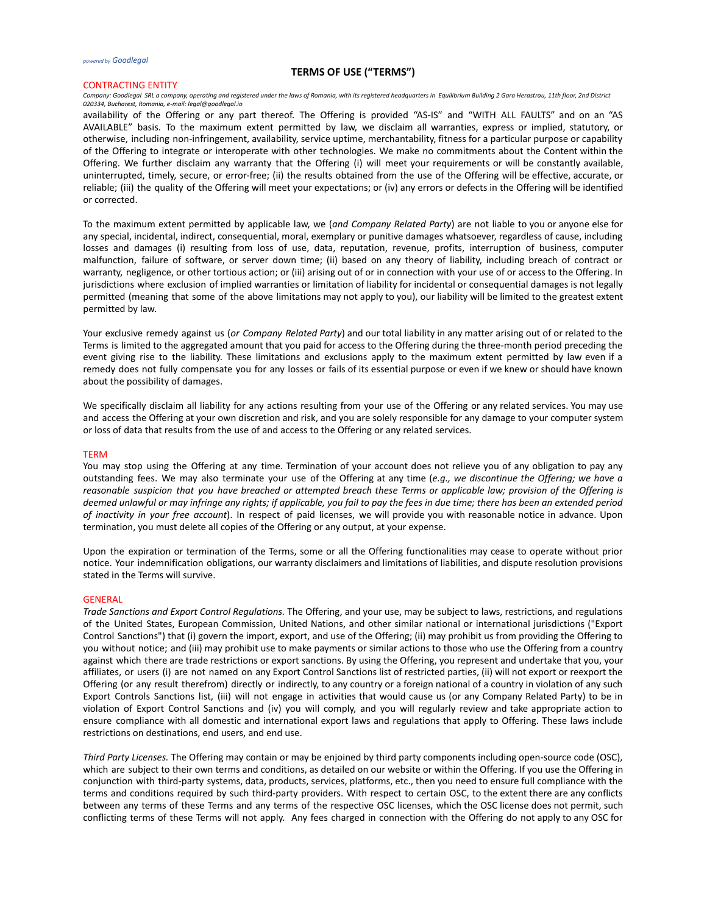availability of the Offering or any part thereof. The Offering is provided "AS-IS" and "WITH ALL FAULTS" and on an "AS AVAILABLE" basis. To the maximum extent permitted by law, we disclaim all warranties, express or implied, statutory, or otherwise, including non-infringement, availability, service uptime, merchantability, fitness for a particular purpose or capability of the Offering to integrate or interoperate with other technologies. We make no commitments about the Content within the Offering. We further disclaim any warranty that the Offering (i) will meet your requirements or will be constantly available, uninterrupted, timely, secure, or error-free; (ii) the results obtained from the use of the Offering will be effective, accurate, or reliable; (iii) the quality of the Offering will meet your expectations; or (iv) any errors or defects in the Offering will be identified or corrected.

To the maximum extent permitted by applicable law, we (*and Company Related Party*) are not liable to you or anyone else for any special, incidental, indirect, consequential, moral, exemplary or punitive damages whatsoever, regardless of cause, including losses and damages (i) resulting from loss of use, data, reputation, revenue, profits, interruption of business, computer malfunction, failure of software, or server down time; (ii) based on any theory of liability, including breach of contract or warranty, negligence, or other tortious action; or (iii) arising out of or in connection with your use of or access to the Offering. In jurisdictions where exclusion of implied warranties or limitation of liability for incidental or consequential damages is not legally permitted (meaning that some of the above limitations may not apply to you), our liability will be limited to the greatest extent permitted by law.

Your exclusive remedy against us (*or Company Related Party*) and our total liability in any matter arising out of or related to the Terms is limited to the aggregated amount that you paid for access to the Offering during the three-month period preceding the event giving rise to the liability. These limitations and exclusions apply to the maximum extent permitted by law even if a remedy does not fully compensate you for any losses or fails of its essential purpose or even if we knew or should have known about the possibility of damages.

We specifically disclaim all liability for any actions resulting from your use of the Offering or any related services. You may use and access the Offering at your own discretion and risk, and you are solely responsible for any damage to your computer system or loss of data that results from the use of and access to the Offering or any related services.

## TERM

You may stop using the Offering at any time. Termination of your account does not relieve you of any obligation to pay any outstanding fees. We may also terminate your use of the Offering at any time (*e.g., we discontinue the Offering; we have a reasonable suspicion that you have breached or attempted breach these Terms or applicable law; provision of the Offering is deemed unlawful or may infringe any rights; if applicable, you fail to pay the fees in due time; there has been an extended period of inactivity in your free account*). In respect of paid licenses, we will provide you with reasonable notice in advance. Upon termination, you must delete all copies of the Offering or any output, at your expense.

Upon the expiration or termination of the Terms, some or all the Offering functionalities may cease to operate without prior notice. Your indemnification obligations, our warranty disclaimers and limitations of liabilities, and dispute resolution provisions stated in the Terms will survive.

## GENERAL

*Trade Sanctions and Export Control Regulations.* The Offering, and your use, may be subject to laws, restrictions, and regulations of the United States, European Commission, United Nations, and other similar national or international jurisdictions ("Export Control Sanctions") that (i) govern the import, export, and use of the Offering; (ii) may prohibit us from providing the Offering to you without notice; and (iii) may prohibit use to make payments or similar actions to those who use the Offering from a country against which there are trade restrictions or export sanctions. By using the Offering, you represent and undertake that you, your affiliates, or users (i) are not named on any Export Control Sanctions list of restricted parties, (ii) will not export or reexport the Offering (or any result therefrom) directly or indirectly, to any country or a foreign national of a country in violation of any such Export Controls Sanctions list, (iii) will not engage in activities that would cause us (or any Company Related Party) to be in violation of Export Control Sanctions and (iv) you will comply, and you will regularly review and take appropriate action to ensure compliance with all domestic and international export laws and regulations that apply to Offering. These laws include restrictions on destinations, end users, and end use.

*Third Party Licenses.* The Offering may contain or may be enjoined by third party components including open-source code (OSC), which are subject to their own terms and conditions, as detailed on our website or within the Offering. If you use the Offering in conjunction with third-party systems, data, products, services, platforms, etc., then you need to ensure full compliance with the terms and conditions required by such third-party providers. With respect to certain OSC, to the extent there are any conflicts between any terms of these Terms and any terms of the respective OSC licenses, which the OSC license does not permit, such conflicting terms of these Terms will not apply. Any fees charged in connection with the Offering do not apply to any OSC for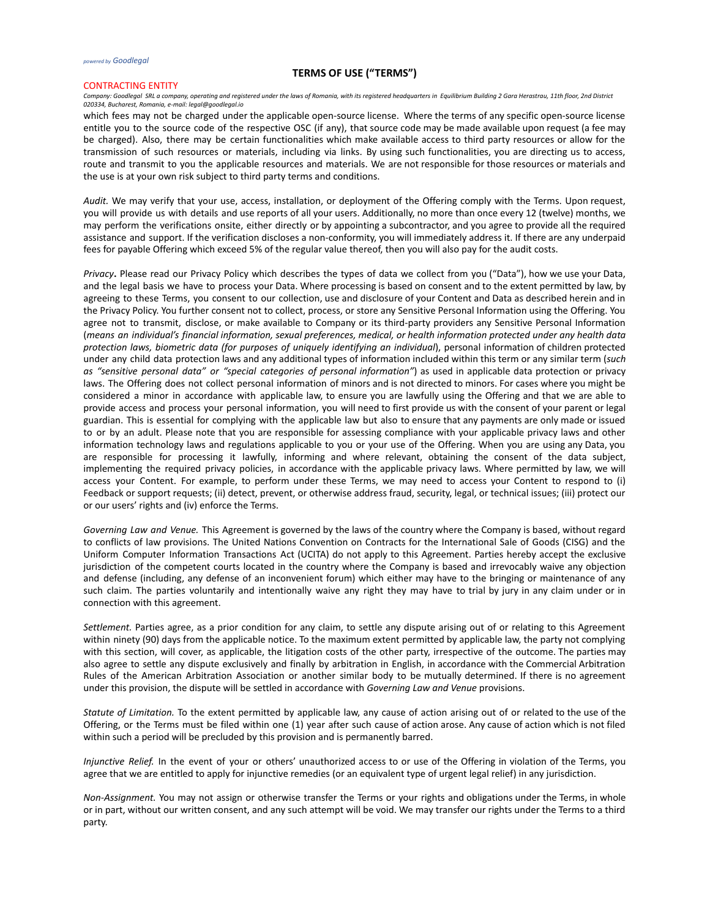which fees may not be charged under the applicable open-source license. Where the terms of any specific open-source license entitle you to the source code of the respective OSC (if any), that source code may be made available upon request (a fee may be charged). Also, there may be certain functionalities which make available access to third party resources or allow for the transmission of such resources or materials, including via links. By using such functionalities, you are directing us to access, route and transmit to you the applicable resources and materials. We are not responsible for those resources or materials and the use is at your own risk subject to third party terms and conditions.

*Audit.* We may verify that your use, access, installation, or deployment of the Offering comply with the Terms. Upon request, you will provide us with details and use reports of all your users. Additionally, no more than once every 12 (twelve) months, we may perform the verifications onsite, either directly or by appointing a subcontractor, and you agree to provide all the required assistance and support. If the verification discloses a non-conformity, you will immediately address it. If there are any underpaid fees for payable Offering which exceed 5% of the regular value thereof, then you will also pay for the audit costs.

*Privacy***.** Please read our Privacy Policy which describes the types of data we collect from you ("Data"), how we use your Data, and the legal basis we have to process your Data. Where processing is based on consent and to the extent permitted by law, by agreeing to these Terms, you consent to our collection, use and disclosure of your Content and Data as described herein and in the Privacy Policy. You further consent not to collect, process, or store any Sensitive Personal Information using the Offering. You agree not to transmit, disclose, or make available to Company or its third-party providers any Sensitive Personal Information (*means an individual's financial information, sexual preferences, medical, or health information protected under any health data protection laws, biometric data (for purposes of uniquely identifying an individual*), personal information of children protected under any child data protection laws and any additional types of information included within this term or any similar term (*such as "sensitive personal data" or "special categories of personal information"*) as used in applicable data protection or privacy laws. The Offering does not collect personal information of minors and is not directed to minors. For cases where you might be considered a minor in accordance with applicable law, to ensure you are lawfully using the Offering and that we are able to provide access and process your personal information, you will need to first provide us with the consent of your parent or legal guardian. This is essential for complying with the applicable law but also to ensure that any payments are only made or issued to or by an adult. Please note that you are responsible for assessing compliance with your applicable privacy laws and other information technology laws and regulations applicable to you or your use of the Offering. When you are using any Data, you are responsible for processing it lawfully, informing and where relevant, obtaining the consent of the data subject, implementing the required privacy policies, in accordance with the applicable privacy laws. Where permitted by law, we will access your Content. For example, to perform under these Terms, we may need to access your Content to respond to (i) Feedback or support requests; (ii) detect, prevent, or otherwise address fraud, security, legal, or technical issues; (iii) protect our or our users' rights and (iv) enforce the Terms.

*Governing Law and Venue.* This Agreement is governed by the laws of the country where the Company is based, without regard to conflicts of law provisions. The United Nations Convention on Contracts for the International Sale of Goods (CISG) and the Uniform Computer Information Transactions Act (UCITA) do not apply to this Agreement. Parties hereby accept the exclusive jurisdiction of the competent courts located in the country where the Company is based and irrevocably waive any objection and defense (including, any defense of an inconvenient forum) which either may have to the bringing or maintenance of any such claim. The parties voluntarily and intentionally waive any right they may have to trial by jury in any claim under or in connection with this agreement.

*Settlement.* Parties agree, as a prior condition for any claim, to settle any dispute arising out of or relating to this Agreement within ninety (90) days from the applicable notice. To the maximum extent permitted by applicable law, the party not complying with this section, will cover, as applicable, the litigation costs of the other party, irrespective of the outcome. The parties may also agree to settle any dispute exclusively and finally by arbitration in English, in accordance with the Commercial Arbitration Rules of the American Arbitration Association or another similar body to be mutually determined. If there is no agreement under this provision, the dispute will be settled in accordance with *Governing Law and Venue* provisions.

*Statute of Limitation.* To the extent permitted by applicable law, any cause of action arising out of or related to the use of the Offering, or the Terms must be filed within one (1) year after such cause of action arose. Any cause of action which is not filed within such a period will be precluded by this provision and is permanently barred.

*Injunctive Relief.* In the event of your or others' unauthorized access to or use of the Offering in violation of the Terms, you agree that we are entitled to apply for injunctive remedies (or an equivalent type of urgent legal relief) in any jurisdiction.

*Non-Assignment.* You may not assign or otherwise transfer the Terms or your rights and obligations under the Terms, in whole or in part, without our written consent, and any such attempt will be void. We may transfer our rights under the Terms to a third party.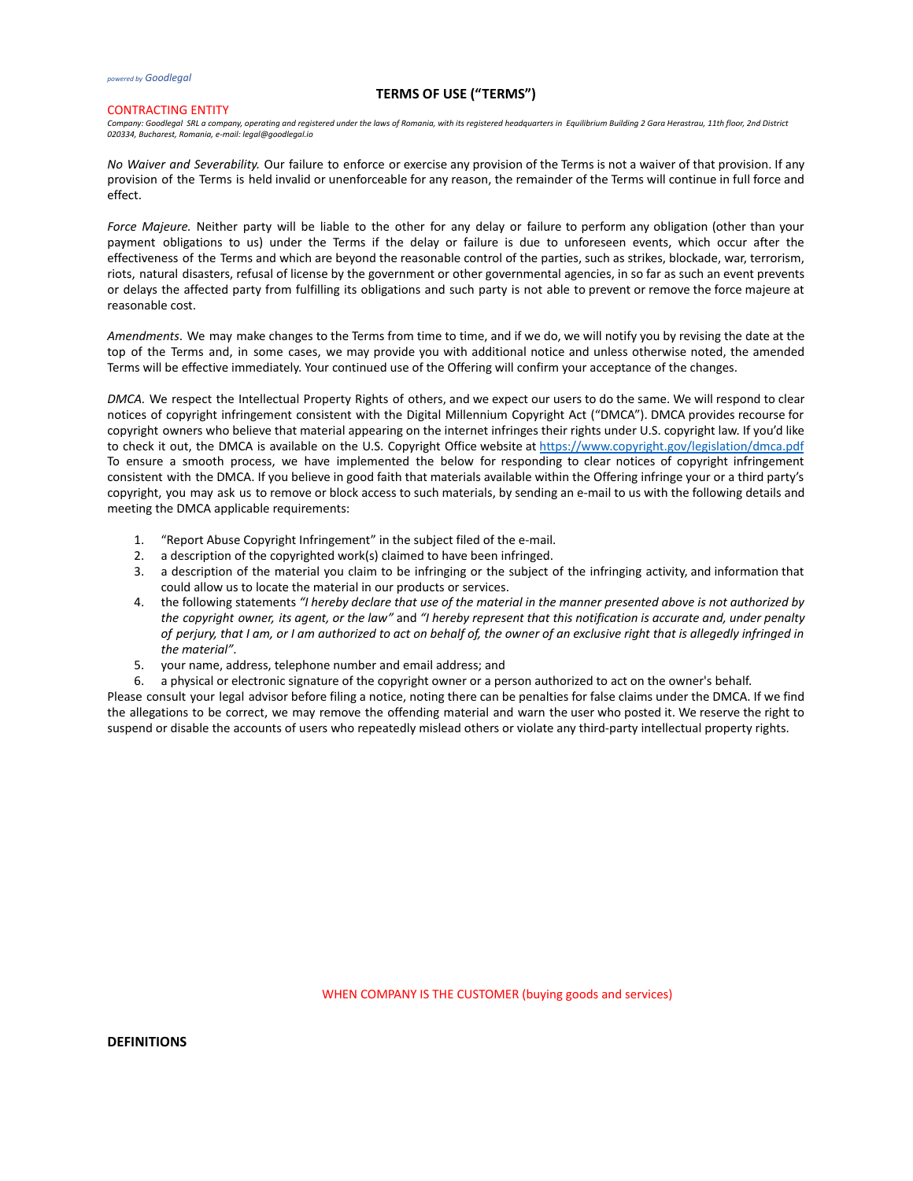*powered by* Goodlegal

**TERMS OF USE ("TERMS")**

CONTRACTING ENTITY

*Company: Goodlegal SRL a company, operating and registered under the laws of Romania, with its registered headquarters in Equilibrium Building 2 Gara Herastrau, 11th floor, 2nd District 020334, Bucharest, Romania, e-mail: legal@goodlegal.io*

*No Waiver and Severability.* Our failure to enforce or exercise any provision of the Terms is not a waiver of that provision. If any provision of the Terms is held invalid or unenforceable for any reason, the remainder of the Terms will continue in full force and effect.

*Force Majeure.* Neither party will be liable to the other for any delay or failure to perform any obligation (other than your payment obligations to us) under the Terms if the delay or failure is due to unforeseen events, which occur after the effectiveness of the Terms and which are beyond the reasonable control of the parties, such as strikes, blockade, war, terrorism, riots, natural disasters, refusal of license by the government or other governmental agencies, in so far as such an event prevents or delays the affected party from fulfilling its obligations and such party is not able to prevent or remove the force majeure at reasonable cost.

*Amendments*. We may make changes to the Terms from time to time, and if we do, we will notify you by revising the date at the top of the Terms and, in some cases, we may provide you with additional notice and unless otherwise noted, the amended Terms will be effective immediately. Your continued use of the Offering will confirm your acceptance of the changes.

*DMCA.* We respect the Intellectual Property Rights of others, and we expect our users to do the same. We will respond to clear notices of copyright infringement consistent with the Digital Millennium Copyright Act ("DMCA"). DMCA provides recourse for copyright owners who believe that material appearing on the internet infringes their rights under U.S. copyright law. If you'd like to check it out, the DMCA is available on the U.S. Copyright Office website at [https://www.copyright.gov/legislation/dmca.pdf](https://www.copyright.gov/legislation/dmca.pdf) To ensure a smooth process, we have implemented the below for responding to clear notices of copyright infringement consistent with the DMCA. If you believe in good faith that materials available within the Offering infringe your or a third party's copyright, you may ask us to remove or block access to such materials, by sending an e-mail to us with the following details and meeting the DMCA applicable requirements:

1. "Report Abuse Copyright Infringement" in the subject filed of the e-mail.
2. a description of the copyrighted work(s) claimed to have been infringed.
3. a description of the material you claim to be infringing or the subject of the infringing activity, and information that could allow us to locate the material in our products or services.
4. the following statements *"I hereby declare that use of the material in the manner presented above is not authorized by the copyright owner, its agent, or the law"* and *"I hereby represent that this notification is accurate and, under penalty of perjury, that I am, or I am authorized to act on behalf of, the owner of an exclusive right that is allegedly infringed in the material"*.
5. your name, address, telephone number and email address; and
6. a physical or electronic signature of the copyright owner or a person authorized to act on the owner's behalf.

Please consult your legal advisor before filing a notice, noting there can be penalties for false claims under the DMCA. If we find the allegations to be correct, we may remove the offending material and warn the user who posted it. We reserve the right to suspend or disable the accounts of users who repeatedly mislead others or violate any third-party intellectual property rights.

WHEN COMPANY IS THE CUSTOMER (buying goods and services)

**DEFINITIONS**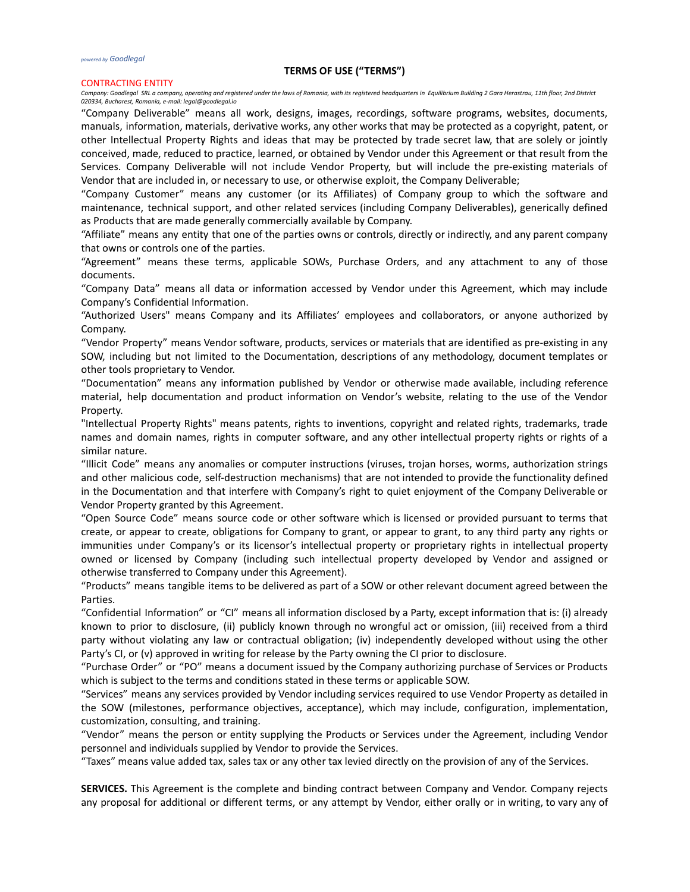*powered by Goodlegal*

# TERMS OF USE ("TERMS")

CONTRACTING ENTITY

*Company: Goodlegal SRL a company, operating and registered under the laws of Romania, with its registered headquarters in Equilibrium Building 2 Gara Herastrau, 11th floor, 2nd District 020334, Bucharest, Romania, e-mail: legal@goodlegal.io*

"Company Deliverable" means all work, designs, images, recordings, software programs, websites, documents, manuals, information, materials, derivative works, any other works that may be protected as a copyright, patent, or other Intellectual Property Rights and ideas that may be protected by trade secret law, that are solely or jointly conceived, made, reduced to practice, learned, or obtained by Vendor under this Agreement or that result from the Services. Company Deliverable will not include Vendor Property, but will include the pre-existing materials of Vendor that are included in, or necessary to use, or otherwise exploit, the Company Deliverable;

"Company Customer" means any customer (or its Affiliates) of Company group to which the software and maintenance, technical support, and other related services (including Company Deliverables), generically defined as Products that are made generally commercially available by Company.

"Affiliate" means any entity that one of the parties owns or controls, directly or indirectly, and any parent company that owns or controls one of the parties.

"Agreement" means these terms, applicable SOWs, Purchase Orders, and any attachment to any of those documents.

"Company Data" means all data or information accessed by Vendor under this Agreement, which may include Company's Confidential Information.

"Authorized Users" means Company and its Affiliates' employees and collaborators, or anyone authorized by Company.

"Vendor Property" means Vendor software, products, services or materials that are identified as pre-existing in any SOW, including but not limited to the Documentation, descriptions of any methodology, document templates or other tools proprietary to Vendor.

"Documentation" means any information published by Vendor or otherwise made available, including reference material, help documentation and product information on Vendor's website, relating to the use of the Vendor Property.

"Intellectual Property Rights" means patents, rights to inventions, copyright and related rights, trademarks, trade names and domain names, rights in computer software, and any other intellectual property rights or rights of a similar nature.

"Illicit Code" means any anomalies or computer instructions (viruses, trojan horses, worms, authorization strings and other malicious code, self-destruction mechanisms) that are not intended to provide the functionality defined in the Documentation and that interfere with Company's right to quiet enjoyment of the Company Deliverable or Vendor Property granted by this Agreement.

"Open Source Code" means source code or other software which is licensed or provided pursuant to terms that create, or appear to create, obligations for Company to grant, or appear to grant, to any third party any rights or immunities under Company's or its licensor's intellectual property or proprietary rights in intellectual property owned or licensed by Company (including such intellectual property developed by Vendor and assigned or otherwise transferred to Company under this Agreement).

"Products" means tangible items to be delivered as part of a SOW or other relevant document agreed between the Parties.

"Confidential Information" or "CI" means all information disclosed by a Party, except information that is: (i) already known to prior to disclosure, (ii) publicly known through no wrongful act or omission, (iii) received from a third party without violating any law or contractual obligation; (iv) independently developed without using the other Party's CI, or (v) approved in writing for release by the Party owning the CI prior to disclosure.

"Purchase Order" or "PO" means a document issued by the Company authorizing purchase of Services or Products which is subject to the terms and conditions stated in these terms or applicable SOW.

"Services" means any services provided by Vendor including services required to use Vendor Property as detailed in the SOW (milestones, performance objectives, acceptance), which may include, configuration, implementation, customization, consulting, and training.

"Vendor" means the person or entity supplying the Products or Services under the Agreement, including Vendor personnel and individuals supplied by Vendor to provide the Services.

"Taxes" means value added tax, sales tax or any other tax levied directly on the provision of any of the Services.

**SERVICES.** This Agreement is the complete and binding contract between Company and Vendor. Company rejects any proposal for additional or different terms, or any attempt by Vendor, either orally or in writing, to vary any of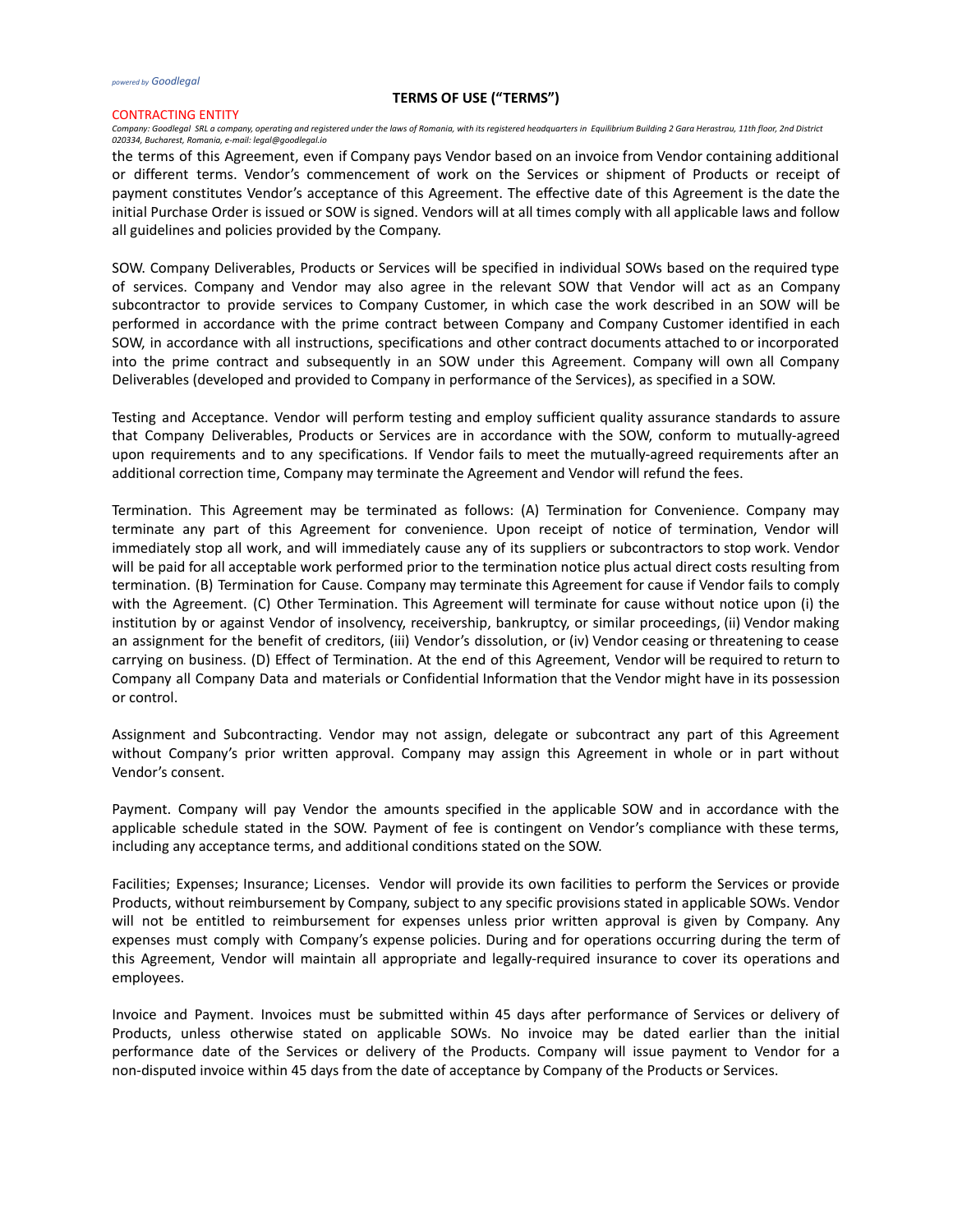the terms of this Agreement, even if Company pays Vendor based on an invoice from Vendor containing additional or different terms. Vendor's commencement of work on the Services or shipment of Products or receipt of payment constitutes Vendor's acceptance of this Agreement. The effective date of this Agreement is the date the initial Purchase Order is issued or SOW is signed. Vendors will at all times comply with all applicable laws and follow all guidelines and policies provided by the Company.

SOW. Company Deliverables, Products or Services will be specified in individual SOWs based on the required type of services. Company and Vendor may also agree in the relevant SOW that Vendor will act as an Company subcontractor to provide services to Company Customer, in which case the work described in an SOW will be performed in accordance with the prime contract between Company and Company Customer identified in each SOW, in accordance with all instructions, specifications and other contract documents attached to or incorporated into the prime contract and subsequently in an SOW under this Agreement. Company will own all Company Deliverables (developed and provided to Company in performance of the Services), as specified in a SOW.

Testing and Acceptance. Vendor will perform testing and employ sufficient quality assurance standards to assure that Company Deliverables, Products or Services are in accordance with the SOW, conform to mutually-agreed upon requirements and to any specifications. If Vendor fails to meet the mutually-agreed requirements after an additional correction time, Company may terminate the Agreement and Vendor will refund the fees.

Termination. This Agreement may be terminated as follows: (A) Termination for Convenience. Company may terminate any part of this Agreement for convenience. Upon receipt of notice of termination, Vendor will immediately stop all work, and will immediately cause any of its suppliers or subcontractors to stop work. Vendor will be paid for all acceptable work performed prior to the termination notice plus actual direct costs resulting from termination. (B) Termination for Cause. Company may terminate this Agreement for cause if Vendor fails to comply with the Agreement. (C) Other Termination. This Agreement will terminate for cause without notice upon (i) the institution by or against Vendor of insolvency, receivership, bankruptcy, or similar proceedings, (ii) Vendor making an assignment for the benefit of creditors, (iii) Vendor's dissolution, or (iv) Vendor ceasing or threatening to cease carrying on business. (D) Effect of Termination. At the end of this Agreement, Vendor will be required to return to Company all Company Data and materials or Confidential Information that the Vendor might have in its possession or control.

Assignment and Subcontracting. Vendor may not assign, delegate or subcontract any part of this Agreement without Company's prior written approval. Company may assign this Agreement in whole or in part without Vendor's consent.

Payment. Company will pay Vendor the amounts specified in the applicable SOW and in accordance with the applicable schedule stated in the SOW. Payment of fee is contingent on Vendor's compliance with these terms, including any acceptance terms, and additional conditions stated on the SOW.

Facilities; Expenses; Insurance; Licenses. Vendor will provide its own facilities to perform the Services or provide Products, without reimbursement by Company, subject to any specific provisions stated in applicable SOWs. Vendor will not be entitled to reimbursement for expenses unless prior written approval is given by Company. Any expenses must comply with Company's expense policies. During and for operations occurring during the term of this Agreement, Vendor will maintain all appropriate and legally-required insurance to cover its operations and employees.

Invoice and Payment. Invoices must be submitted within 45 days after performance of Services or delivery of Products, unless otherwise stated on applicable SOWs. No invoice may be dated earlier than the initial performance date of the Services or delivery of the Products. Company will issue payment to Vendor for a non-disputed invoice within 45 days from the date of acceptance by Company of the Products or Services.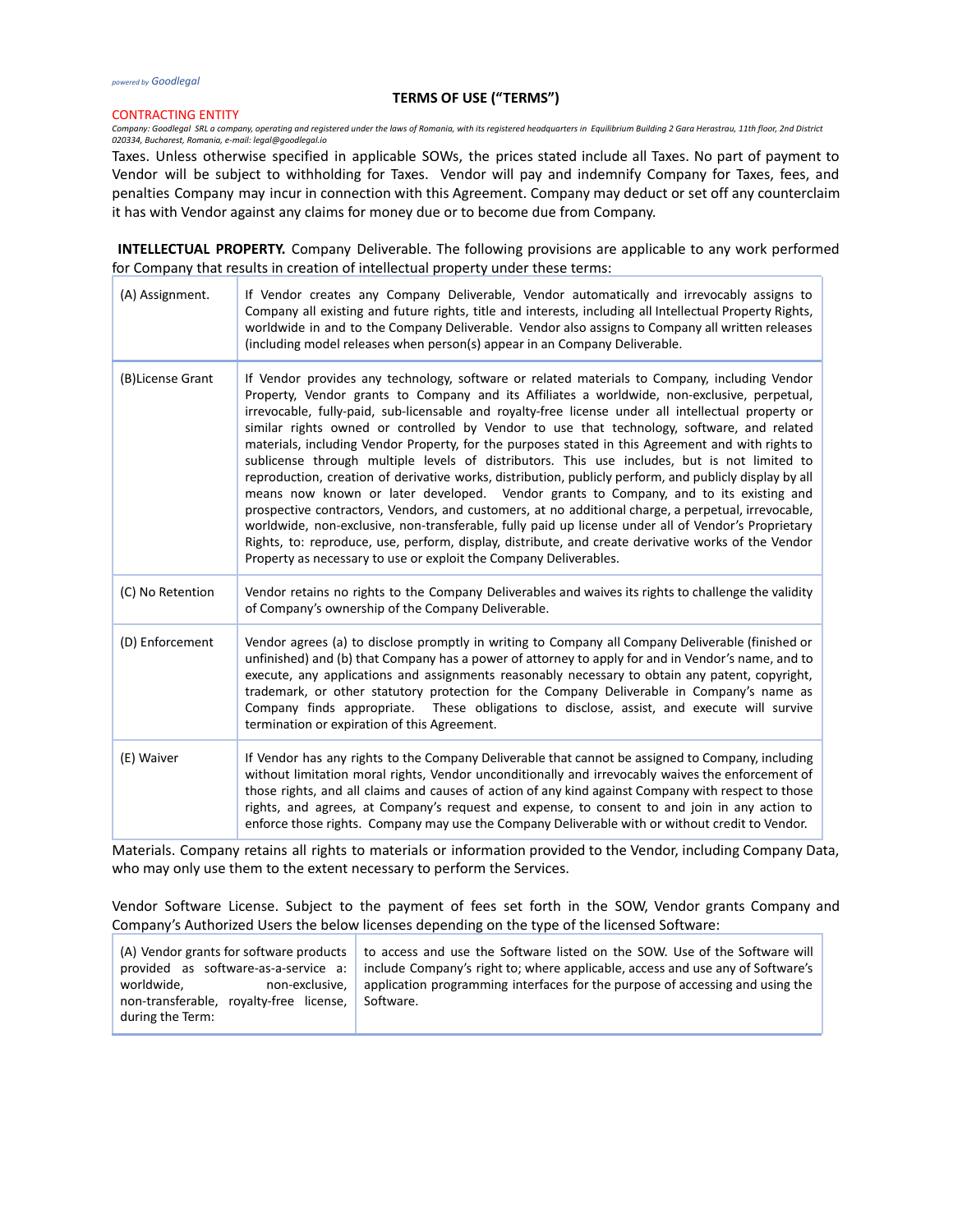# TERMS OF USE ("TERMS")

CONTRACTING ENTITY

*Company: Goodlegal SRL a company, operating and registered under the laws of Romania, with its registered headquarters in Equilibrium Building 2 Gara Herastrau, 11th floor, 2nd District 020334, Bucharest, Romania, e-mail: legal@goodlegal.io*

Taxes. Unless otherwise specified in applicable SOWs, the prices stated include all Taxes. No part of payment to Vendor will be subject to withholding for Taxes. Vendor will pay and indemnify Company for Taxes, fees, and penalties Company may incur in connection with this Agreement. Company may deduct or set off any counterclaim it has with Vendor against any claims for money due or to become due from Company.

**INTELLECTUAL PROPERTY.** Company Deliverable. The following provisions are applicable to any work performed for Company that results in creation of intellectual property under these terms:

| | |
|---|---|
| (A) Assignment. | If Vendor creates any Company Deliverable, Vendor automatically and irrevocably assigns to Company all existing and future rights, title and interests, including all Intellectual Property Rights, worldwide in and to the Company Deliverable. Vendor also assigns to Company all written releases (including model releases when person(s) appear in an Company Deliverable. |
| (B)License Grant | If Vendor provides any technology, software or related materials to Company, including Vendor Property, Vendor grants to Company and its Affiliates a worldwide, non-exclusive, perpetual, irrevocable, fully-paid, sub-licensable and royalty-free license under all intellectual property or similar rights owned or controlled by Vendor to use that technology, software, and related materials, including Vendor Property, for the purposes stated in this Agreement and with rights to sublicense through multiple levels of distributors. This use includes, but is not limited to reproduction, creation of derivative works, distribution, publicly perform, and publicly display by all means now known or later developed. Vendor grants to Company, and to its existing and prospective contractors, Vendors, and customers, at no additional charge, a perpetual, irrevocable, worldwide, non-exclusive, non-transferable, fully paid up license under all of Vendor's Proprietary Rights, to: reproduce, use, perform, display, distribute, and create derivative works of the Vendor Property as necessary to use or exploit the Company Deliverables. |
| (C) No Retention | Vendor retains no rights to the Company Deliverables and waives its rights to challenge the validity of Company's ownership of the Company Deliverable. |
| (D) Enforcement | Vendor agrees (a) to disclose promptly in writing to Company all Company Deliverable (finished or unfinished) and (b) that Company has a power of attorney to apply for and in Vendor's name, and to execute, any applications and assignments reasonably necessary to obtain any patent, copyright, trademark, or other statutory protection for the Company Deliverable in Company's name as Company finds appropriate. These obligations to disclose, assist, and execute will survive termination or expiration of this Agreement. |
| (E) Waiver | If Vendor has any rights to the Company Deliverable that cannot be assigned to Company, including without limitation moral rights, Vendor unconditionally and irrevocably waives the enforcement of those rights, and all claims and causes of action of any kind against Company with respect to those rights, and agrees, at Company's request and expense, to consent to and join in any action to enforce those rights. Company may use the Company Deliverable with or without credit to Vendor. |

Materials. Company retains all rights to materials or information provided to the Vendor, including Company Data, who may only use them to the extent necessary to perform the Services.

Vendor Software License. Subject to the payment of fees set forth in the SOW, Vendor grants Company and Company's Authorized Users the below licenses depending on the type of the licensed Software:

| | |
|---|---|
| (A) Vendor grants for software products provided as software-as-a-service a: worldwide, non-exclusive, non-transferable, royalty-free license, during the Term: | to access and use the Software listed on the SOW. Use of the Software will include Company's right to; where applicable, access and use any of Software's application programming interfaces for the purpose of accessing and using the Software. |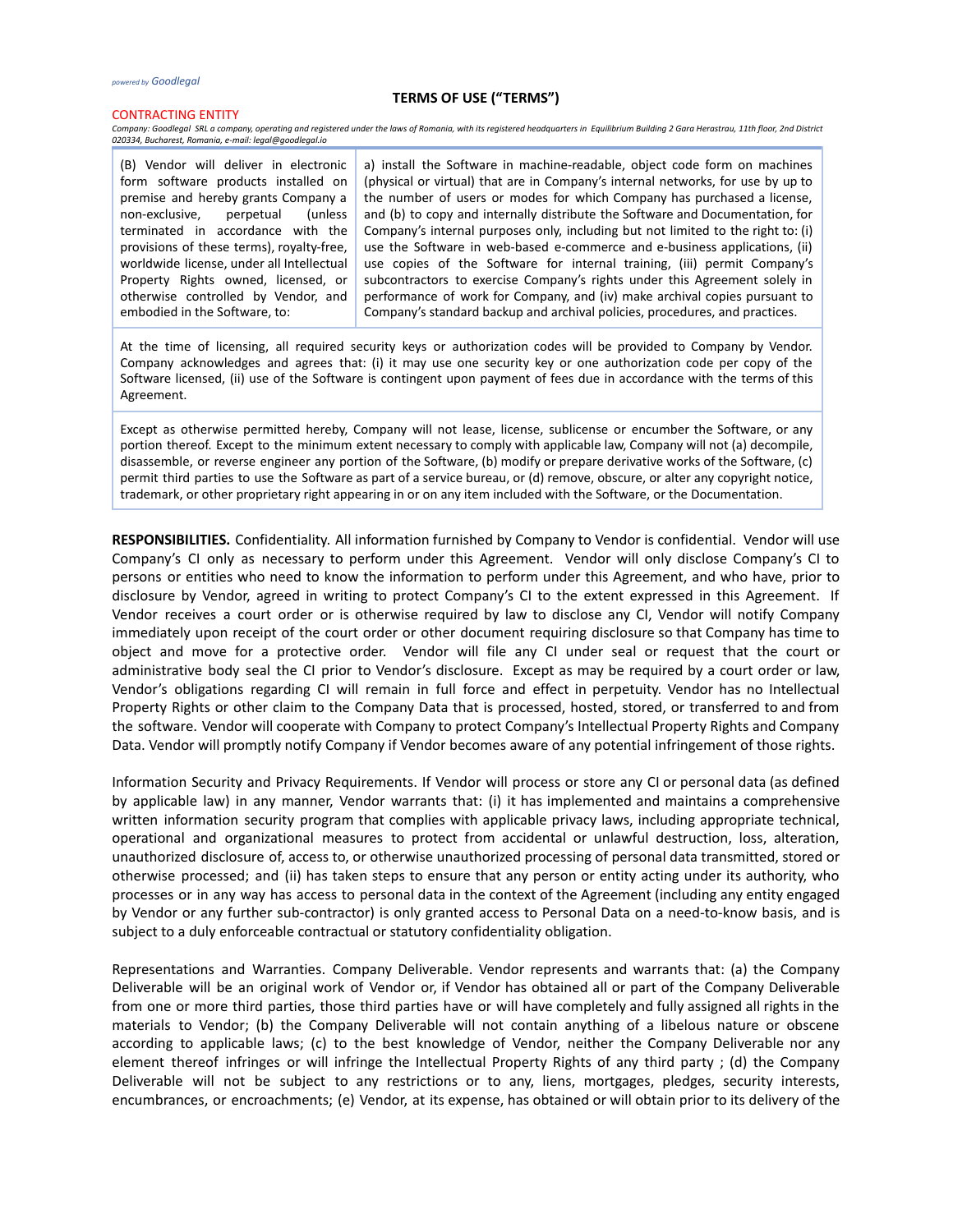*powered by Goodlegal*

**TERMS OF USE ("TERMS")**

CONTRACTING ENTITY

*Company: Goodlegal SRL a company, operating and registered under the laws of Romania, with its registered headquarters in Equilibrium Building 2 Gara Herastrau, 11th floor, 2nd District 020334, Bucharest, Romania, e-mail: legal@goodlegal.io*

| | |
|---|---|
| (B) Vendor will deliver in electronic form software products installed on premise and hereby grants Company a non-exclusive, perpetual (unless terminated in accordance with the provisions of these terms), royalty-free, worldwide license, under all Intellectual Property Rights owned, licensed, or otherwise controlled by Vendor, and embodied in the Software, to: | a) install the Software in machine-readable, object code form on machines (physical or virtual) that are in Company's internal networks, for use by up to the number of users or modes for which Company has purchased a license, and (b) to copy and internally distribute the Software and Documentation, for Company's internal purposes only, including but not limited to the right to: (i) use the Software in web-based e-commerce and e-business applications, (ii) use copies of the Software for internal training, (iii) permit Company's subcontractors to exercise Company's rights under this Agreement solely in performance of work for Company, and (iv) make archival copies pursuant to Company's standard backup and archival policies, procedures, and practices. |
| At the time of licensing, all required security keys or authorization codes will be provided to Company by Vendor. Company acknowledges and agrees that: (i) it may use one security key or one authorization code per copy of the Software licensed, (ii) use of the Software is contingent upon payment of fees due in accordance with the terms of this Agreement. | |
| Except as otherwise permitted hereby, Company will not lease, license, sublicense or encumber the Software, or any portion thereof. Except to the minimum extent necessary to comply with applicable law, Company will not (a) decompile, disassemble, or reverse engineer any portion of the Software, (b) modify or prepare derivative works of the Software, (c) permit third parties to use the Software as part of a service bureau, or (d) remove, obscure, or alter any copyright notice, trademark, or other proprietary right appearing in or on any item included with the Software, or the Documentation. | |

**RESPONSIBILITIES.** Confidentiality. All information furnished by Company to Vendor is confidential. Vendor will use Company's CI only as necessary to perform under this Agreement. Vendor will only disclose Company's CI to persons or entities who need to know the information to perform under this Agreement, and who have, prior to disclosure by Vendor, agreed in writing to protect Company's CI to the extent expressed in this Agreement. If Vendor receives a court order or is otherwise required by law to disclose any CI, Vendor will notify Company immediately upon receipt of the court order or other document requiring disclosure so that Company has time to object and move for a protective order. Vendor will file any CI under seal or request that the court or administrative body seal the CI prior to Vendor's disclosure. Except as may be required by a court order or law, Vendor's obligations regarding CI will remain in full force and effect in perpetuity. Vendor has no Intellectual Property Rights or other claim to the Company Data that is processed, hosted, stored, or transferred to and from the software. Vendor will cooperate with Company to protect Company's Intellectual Property Rights and Company Data. Vendor will promptly notify Company if Vendor becomes aware of any potential infringement of those rights.

Information Security and Privacy Requirements. If Vendor will process or store any CI or personal data (as defined by applicable law) in any manner, Vendor warrants that: (i) it has implemented and maintains a comprehensive written information security program that complies with applicable privacy laws, including appropriate technical, operational and organizational measures to protect from accidental or unlawful destruction, loss, alteration, unauthorized disclosure of, access to, or otherwise unauthorized processing of personal data transmitted, stored or otherwise processed; and (ii) has taken steps to ensure that any person or entity acting under its authority, who processes or in any way has access to personal data in the context of the Agreement (including any entity engaged by Vendor or any further sub-contractor) is only granted access to Personal Data on a need-to-know basis, and is subject to a duly enforceable contractual or statutory confidentiality obligation.

Representations and Warranties. Company Deliverable. Vendor represents and warrants that: (a) the Company Deliverable will be an original work of Vendor or, if Vendor has obtained all or part of the Company Deliverable from one or more third parties, those third parties have or will have completely and fully assigned all rights in the materials to Vendor; (b) the Company Deliverable will not contain anything of a libelous nature or obscene according to applicable laws; (c) to the best knowledge of Vendor, neither the Company Deliverable nor any element thereof infringes or will infringe the Intellectual Property Rights of any third party ; (d) the Company Deliverable will not be subject to any restrictions or to any, liens, mortgages, pledges, security interests, encumbrances, or encroachments; (e) Vendor, at its expense, has obtained or will obtain prior to its delivery of the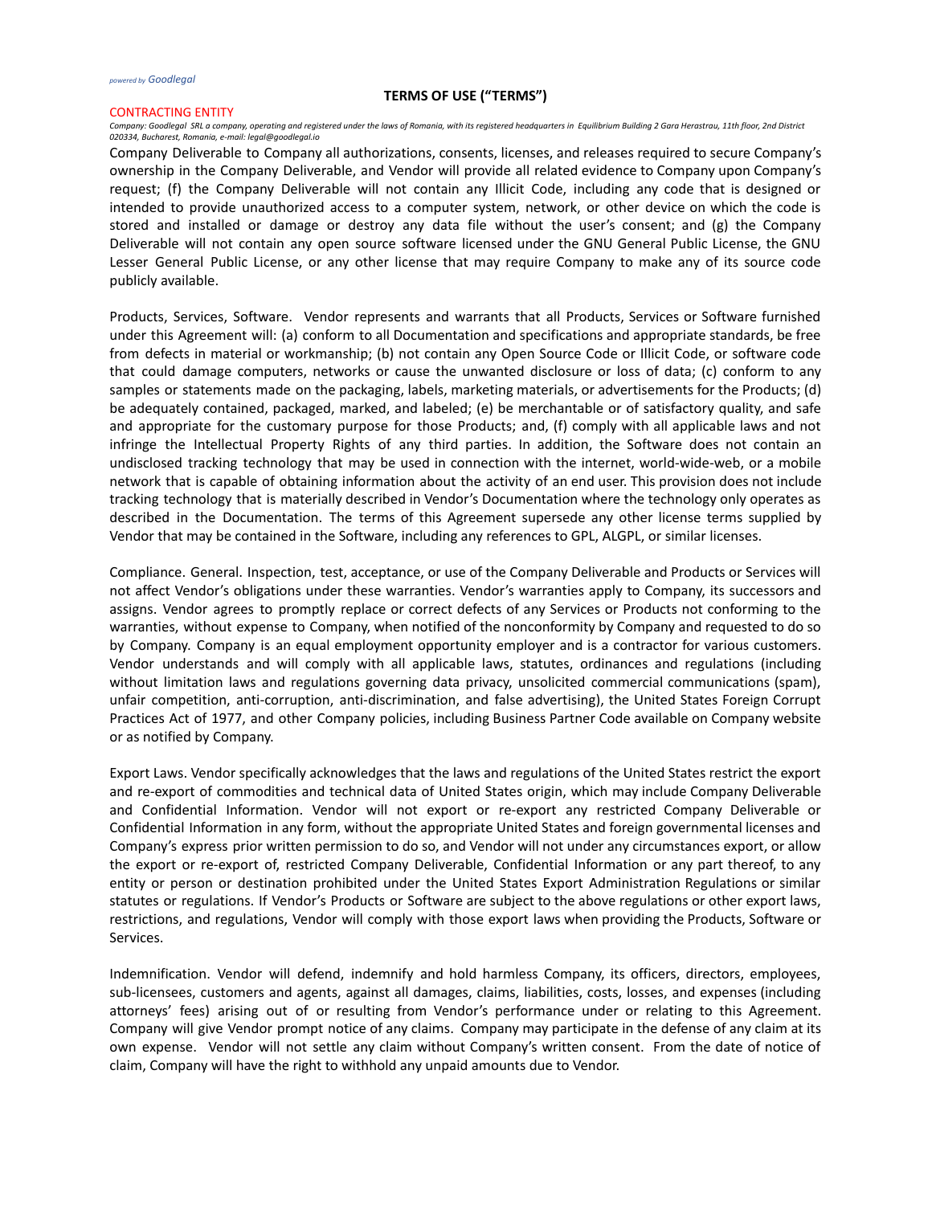Company Deliverable to Company all authorizations, consents, licenses, and releases required to secure Company's ownership in the Company Deliverable, and Vendor will provide all related evidence to Company upon Company's request; (f) the Company Deliverable will not contain any Illicit Code, including any code that is designed or intended to provide unauthorized access to a computer system, network, or other device on which the code is stored and installed or damage or destroy any data file without the user's consent; and (g) the Company Deliverable will not contain any open source software licensed under the GNU General Public License, the GNU Lesser General Public License, or any other license that may require Company to make any of its source code publicly available.

Products, Services, Software. Vendor represents and warrants that all Products, Services or Software furnished under this Agreement will: (a) conform to all Documentation and specifications and appropriate standards, be free from defects in material or workmanship; (b) not contain any Open Source Code or Illicit Code, or software code that could damage computers, networks or cause the unwanted disclosure or loss of data; (c) conform to any samples or statements made on the packaging, labels, marketing materials, or advertisements for the Products; (d) be adequately contained, packaged, marked, and labeled; (e) be merchantable or of satisfactory quality, and safe and appropriate for the customary purpose for those Products; and, (f) comply with all applicable laws and not infringe the Intellectual Property Rights of any third parties. In addition, the Software does not contain an undisclosed tracking technology that may be used in connection with the internet, world-wide-web, or a mobile network that is capable of obtaining information about the activity of an end user. This provision does not include tracking technology that is materially described in Vendor's Documentation where the technology only operates as described in the Documentation. The terms of this Agreement supersede any other license terms supplied by Vendor that may be contained in the Software, including any references to GPL, ALGPL, or similar licenses.

Compliance. General. Inspection, test, acceptance, or use of the Company Deliverable and Products or Services will not affect Vendor's obligations under these warranties. Vendor's warranties apply to Company, its successors and assigns. Vendor agrees to promptly replace or correct defects of any Services or Products not conforming to the warranties, without expense to Company, when notified of the nonconformity by Company and requested to do so by Company. Company is an equal employment opportunity employer and is a contractor for various customers. Vendor understands and will comply with all applicable laws, statutes, ordinances and regulations (including without limitation laws and regulations governing data privacy, unsolicited commercial communications (spam), unfair competition, anti-corruption, anti-discrimination, and false advertising), the United States Foreign Corrupt Practices Act of 1977, and other Company policies, including Business Partner Code available on Company website or as notified by Company.

Export Laws. Vendor specifically acknowledges that the laws and regulations of the United States restrict the export and re-export of commodities and technical data of United States origin, which may include Company Deliverable and Confidential Information. Vendor will not export or re-export any restricted Company Deliverable or Confidential Information in any form, without the appropriate United States and foreign governmental licenses and Company's express prior written permission to do so, and Vendor will not under any circumstances export, or allow the export or re-export of, restricted Company Deliverable, Confidential Information or any part thereof, to any entity or person or destination prohibited under the United States Export Administration Regulations or similar statutes or regulations. If Vendor's Products or Software are subject to the above regulations or other export laws, restrictions, and regulations, Vendor will comply with those export laws when providing the Products, Software or Services.

Indemnification. Vendor will defend, indemnify and hold harmless Company, its officers, directors, employees, sub-licensees, customers and agents, against all damages, claims, liabilities, costs, losses, and expenses (including attorneys' fees) arising out of or resulting from Vendor's performance under or relating to this Agreement. Company will give Vendor prompt notice of any claims. Company may participate in the defense of any claim at its own expense. Vendor will not settle any claim without Company's written consent. From the date of notice of claim, Company will have the right to withhold any unpaid amounts due to Vendor.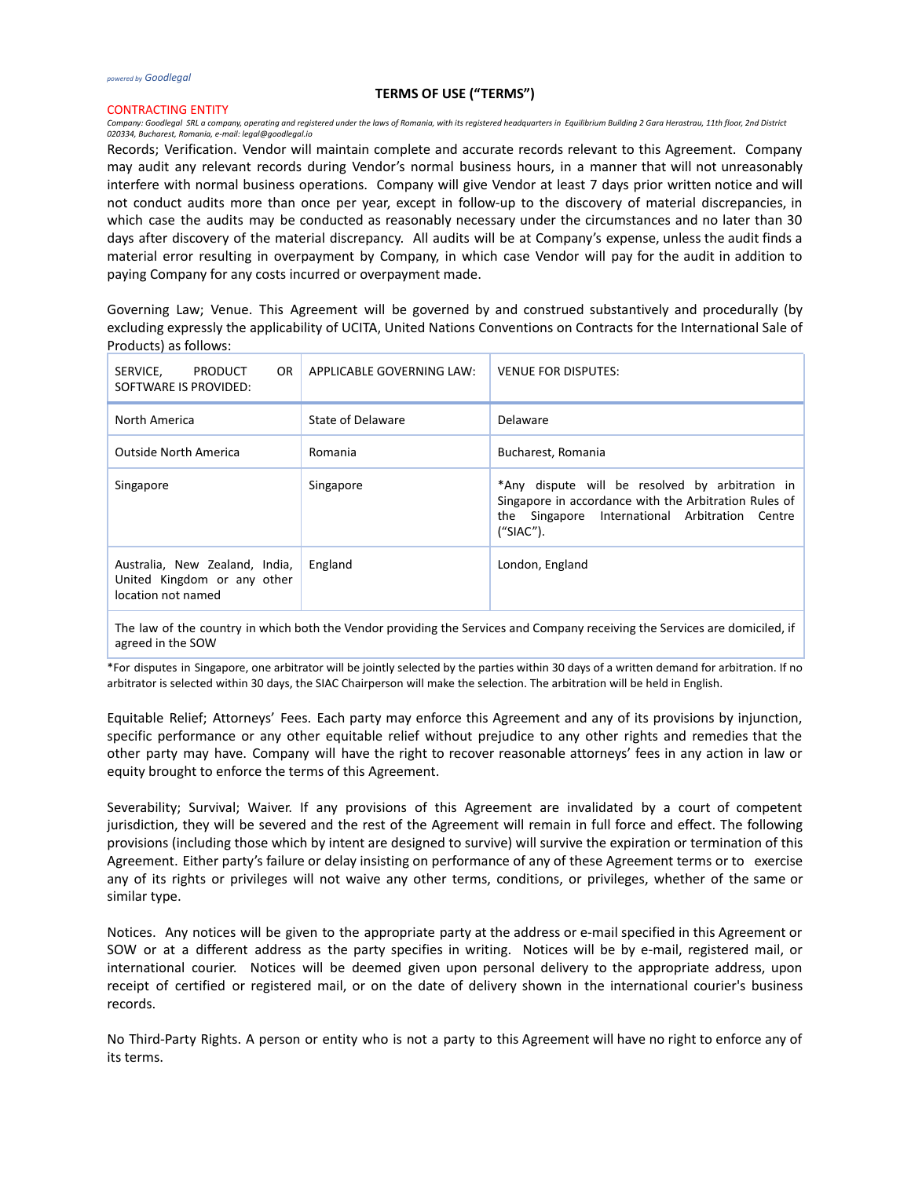*powered by Goodlegal*

**TERMS OF USE ("TERMS")**

CONTRACTING ENTITY

*Company: Goodlegal SRL a company, operating and registered under the laws of Romania, with its registered headquarters in Equilibrium Building 2 Gara Herastrau, 11th floor, 2nd District 020334, Bucharest, Romania, e-mail: legal@goodlegal.io*

Records; Verification. Vendor will maintain complete and accurate records relevant to this Agreement. Company may audit any relevant records during Vendor's normal business hours, in a manner that will not unreasonably interfere with normal business operations. Company will give Vendor at least 7 days prior written notice and will not conduct audits more than once per year, except in follow-up to the discovery of material discrepancies, in which case the audits may be conducted as reasonably necessary under the circumstances and no later than 30 days after discovery of the material discrepancy. All audits will be at Company's expense, unless the audit finds a material error resulting in overpayment by Company, in which case Vendor will pay for the audit in addition to paying Company for any costs incurred or overpayment made.

Governing Law; Venue. This Agreement will be governed by and construed substantively and procedurally (by excluding expressly the applicability of UCITA, United Nations Conventions on Contracts for the International Sale of Products) as follows:

| SERVICE, PRODUCT OR SOFTWARE IS PROVIDED: | APPLICABLE GOVERNING LAW: | VENUE FOR DISPUTES: |
|---|---|---|
| North America | State of Delaware | Delaware |
| Outside North America | Romania | Bucharest, Romania |
| Singapore | Singapore | *Any dispute will be resolved by arbitration in Singapore in accordance with the Arbitration Rules of the Singapore International Arbitration Centre ("SIAC"). |
| Australia, New Zealand, India, United Kingdom or any other location not named | England | London, England |
| The law of the country in which both the Vendor providing the Services and Company receiving the Services are domiciled, if agreed in the SOW | | |

*For disputes in Singapore, one arbitrator will be jointly selected by the parties within 30 days of a written demand for arbitration. If no arbitrator is selected within 30 days, the SIAC Chairperson will make the selection. The arbitration will be held in English.

Equitable Relief; Attorneys' Fees. Each party may enforce this Agreement and any of its provisions by injunction, specific performance or any other equitable relief without prejudice to any other rights and remedies that the other party may have. Company will have the right to recover reasonable attorneys' fees in any action in law or equity brought to enforce the terms of this Agreement.

Severability; Survival; Waiver. If any provisions of this Agreement are invalidated by a court of competent jurisdiction, they will be severed and the rest of the Agreement will remain in full force and effect. The following provisions (including those which by intent are designed to survive) will survive the expiration or termination of this Agreement. Either party's failure or delay insisting on performance of any of these Agreement terms or to exercise any of its rights or privileges will not waive any other terms, conditions, or privileges, whether of the same or similar type.

Notices. Any notices will be given to the appropriate party at the address or e-mail specified in this Agreement or SOW or at a different address as the party specifies in writing. Notices will be by e-mail, registered mail, or international courier. Notices will be deemed given upon personal delivery to the appropriate address, upon receipt of certified or registered mail, or on the date of delivery shown in the international courier's business records.

No Third-Party Rights. A person or entity who is not a party to this Agreement will have no right to enforce any of its terms.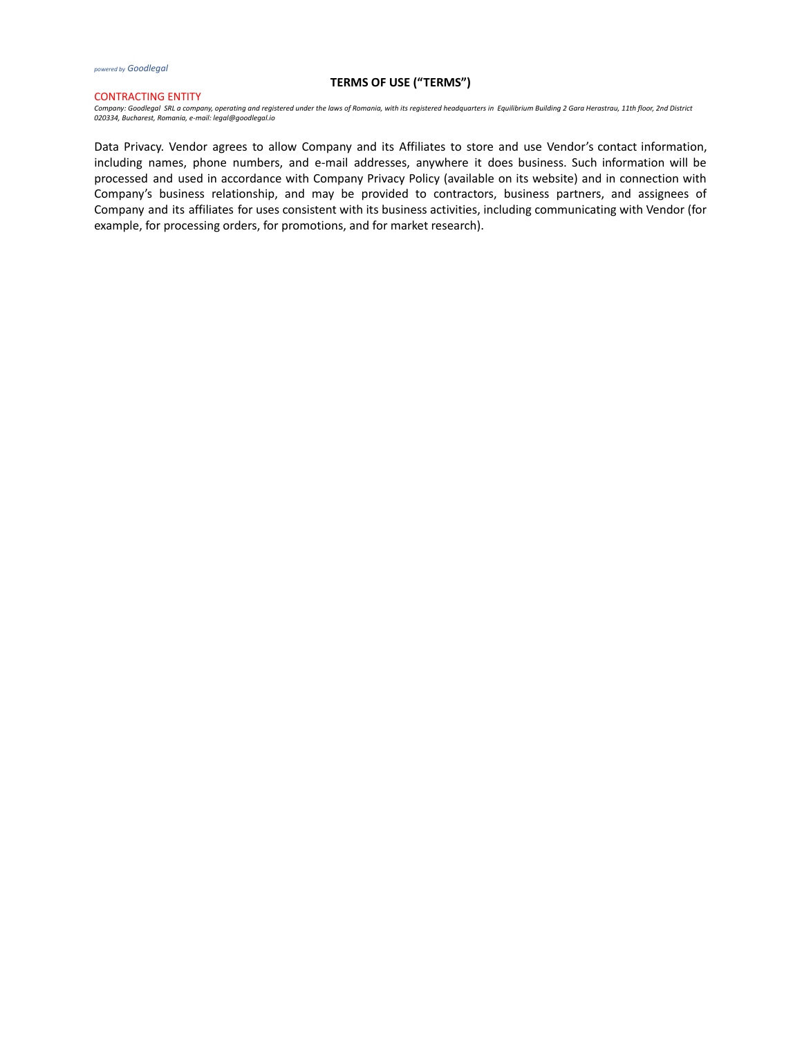Data Privacy. Vendor agrees to allow Company and its Affiliates to store and use Vendor's contact information, including names, phone numbers, and e-mail addresses, anywhere it does business. Such information will be processed and used in accordance with Company Privacy Policy (available on its website) and in connection with Company's business relationship, and may be provided to contractors, business partners, and assignees of Company and its affiliates for uses consistent with its business activities, including communicating with Vendor (for example, for processing orders, for promotions, and for market research).